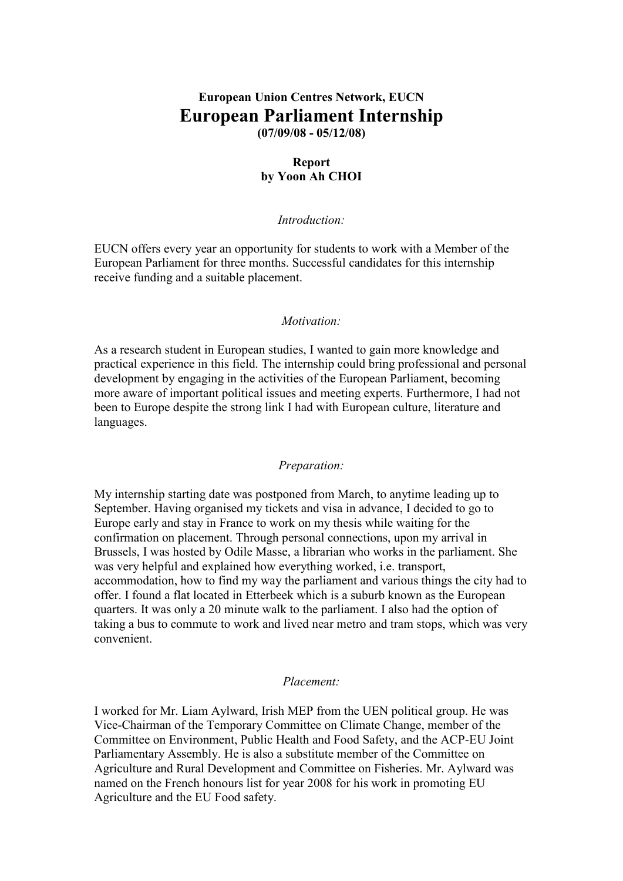**European Union Centres Network, EUCN**

# European Parliament Internship

**(07/09/08 - 05/12/08)**

**Report**
**by Yoon Ah CHOI**

*Introduction:*

EUCN offers every year an opportunity for students to work with a Member of the European Parliament for three months. Successful candidates for this internship receive funding and a suitable placement.

*Motivation:*

As a research student in European studies, I wanted to gain more knowledge and practical experience in this field. The internship could bring professional and personal development by engaging in the activities of the European Parliament, becoming more aware of important political issues and meeting experts. Furthermore, I had not been to Europe despite the strong link I had with European culture, literature and languages.

*Preparation:*

My internship starting date was postponed from March, to anytime leading up to September. Having organised my tickets and visa in advance, I decided to go to Europe early and stay in France to work on my thesis while waiting for the confirmation on placement. Through personal connections, upon my arrival in Brussels, I was hosted by Odile Masse, a librarian who works in the parliament. She was very helpful and explained how everything worked, i.e. transport, accommodation, how to find my way the parliament and various things the city had to offer. I found a flat located in Etterbeek which is a suburb known as the European quarters. It was only a 20 minute walk to the parliament. I also had the option of taking a bus to commute to work and lived near metro and tram stops, which was very convenient.

*Placement:*

I worked for Mr. Liam Aylward, Irish MEP from the UEN political group. He was Vice-Chairman of the Temporary Committee on Climate Change, member of the Committee on Environment, Public Health and Food Safety, and the ACP-EU Joint Parliamentary Assembly. He is also a substitute member of the Committee on Agriculture and Rural Development and Committee on Fisheries. Mr. Aylward was named on the French honours list for year 2008 for his work in promoting EU Agriculture and the EU Food safety.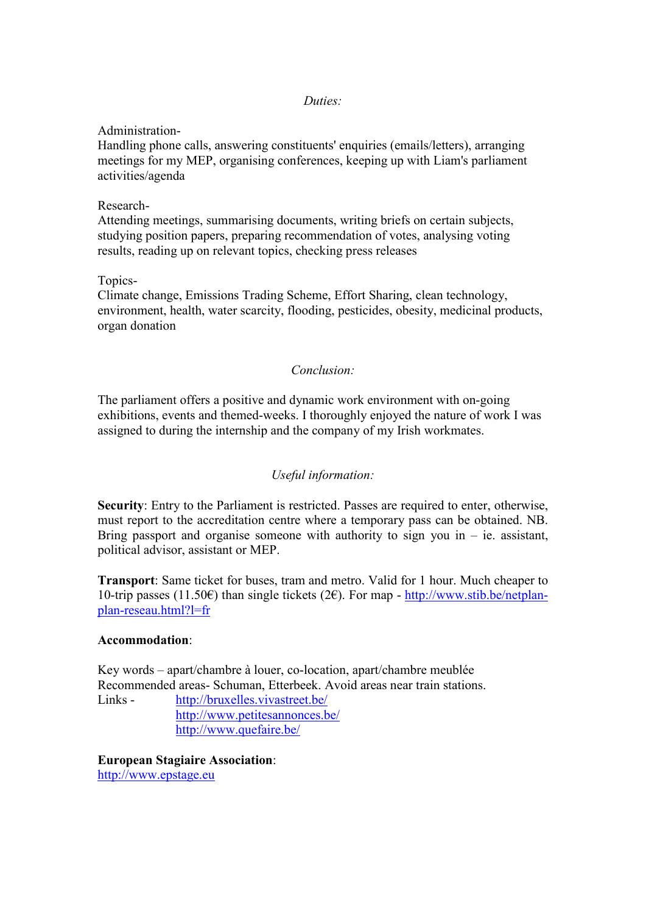*Duties:*

Administration-
Handling phone calls, answering constituents' enquiries (emails/letters), arranging meetings for my MEP, organising conferences, keeping up with Liam's parliament activities/agenda

Research-
Attending meetings, summarising documents, writing briefs on certain subjects, studying position papers, preparing recommendation of votes, analysing voting results, reading up on relevant topics, checking press releases

Topics-
Climate change, Emissions Trading Scheme, Effort Sharing, clean technology, environment, health, water scarcity, flooding, pesticides, obesity, medicinal products, organ donation

*Conclusion:*

The parliament offers a positive and dynamic work environment with on-going exhibitions, events and themed-weeks. I thoroughly enjoyed the nature of work I was assigned to during the internship and the company of my Irish workmates.

*Useful information:*

**Security**: Entry to the Parliament is restricted. Passes are required to enter, otherwise, must report to the accreditation centre where a temporary pass can be obtained. NB. Bring passport and organise someone with authority to sign you in – ie. assistant, political advisor, assistant or MEP.

**Transport**: Same ticket for buses, tram and metro. Valid for 1 hour. Much cheaper to 10-trip passes (11.50€) than single tickets (2€). For map - http://www.stib.be/netplan-plan-reseau.html?l=fr

**Accommodation**:

Key words – apart/chambre à louer, co-location, apart/chambre meublée
Recommended areas- Schuman, Etterbeek. Avoid areas near train stations.
Links - http://bruxelles.vivastreet.be/
http://www.petitesannonces.be/
http://www.quefaire.be/

**European Stagiaire Association**:
http://www.epstage.eu